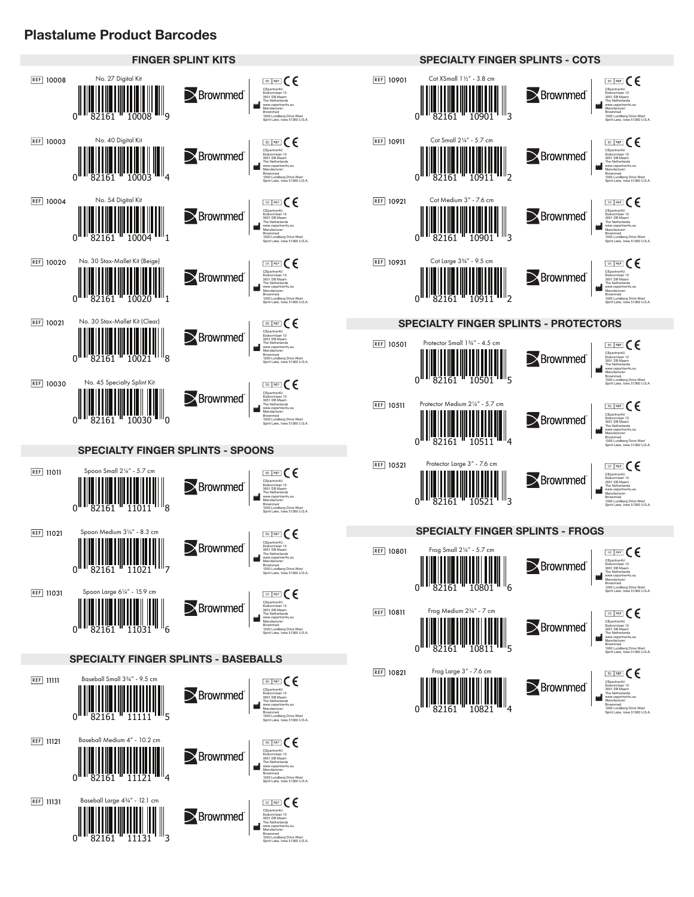# Plastalume Product Barcodes

## FINGER SPLINT KITS

| REF | Product | Barcode |
|---|---|---|
| 10008 | No. 27 Digital Kit | 0 82161 10008 9 |
| 10003 | No. 40 Digital Kit | 0 82161 10003 4 |
| 10004 | No. 54 Digital Kit | 0 82161 10004 1 |
| 10020 | No. 30 Stax-Mallet Kit (Beige) | 0 82161 10020 1 |
| 10021 | No. 30 Stax-Mallet Kit (Clear) | 0 82161 10021 8 |
| 10030 | No. 45 Specialty Splint Kit | 0 82161 10030 0 |

## SPECIALTY FINGER SPLINTS - SPOONS

| REF | Product | Barcode |
|---|---|---|
| 11011 | Spoon Small 2¼" - 5.7 cm | 0 82161 11011 8 |
| 11021 | Spoon Medium 3¼" - 8.3 cm | 0 82161 11021 7 |
| 11031 | Spoon Large 6¼" - 15.9 cm | 0 82161 11031 6 |

## SPECIALTY FINGER SPLINTS - BASEBALLS

| REF | Product | Barcode |
|---|---|---|
| 11111 | Baseball Small 3¾" - 9.5 cm | 0 82161 11111 5 |
| 11121 | Baseball Medium 4" - 10.2 cm | 0 82161 11121 4 |
| 11131 | Baseball Large 4¾" - 12.1 cm | 0 82161 11131 3 |

## SPECIALTY FINGER SPLINTS - COTS

| REF | Product | Barcode |
|---|---|---|
| 10901 | Cot XSmall 1½" - 3.8 cm | 0 82161 10901 3 |
| 10911 | Cot Small 2¼" - 5.7 cm | 0 82161 10911 2 |
| 10921 | Cot Medium 3" - 7.6 cm | 0 82161 10901 3 |
| 10931 | Cot Large 3¾" - 9.5 cm | 0 82161 10911 2 |

## SPECIALTY FINGER SPLINTS - PROTECTORS

| REF | Product | Barcode |
|---|---|---|
| 10501 | Protector Small 1¾" - 4.5 cm | 0 82161 10501 5 |
| 10511 | Protector Medium 2¼" - 5.7 cm | 0 82161 10511 4 |
| 10521 | Protector Large 3" - 7.6 cm | 0 82161 10521 3 |

## SPECIALTY FINGER SPLINTS - FROGS

| REF | Product | Barcode |
|---|---|---|
| 10801 | Frog Small 2¼" - 5.7 cm | 0 82161 10801 6 |
| 10811 | Frog Medium 2¾" - 7 cm | 0 82161 10811 5 |
| 10821 | Frog Large 3" - 7.6 cm | 0 82161 10821 4 |

Each label: Brownmed™ — EC REP CE — CEpartner4U, Esdoornlaan 13, 3951 DB Maarn, The Netherlands, www.cepartner4u.eu — Manufacturer: Brownmed, 1300 Lundberg Drive West, Spirit Lake, Iowa 51360 U.S.A.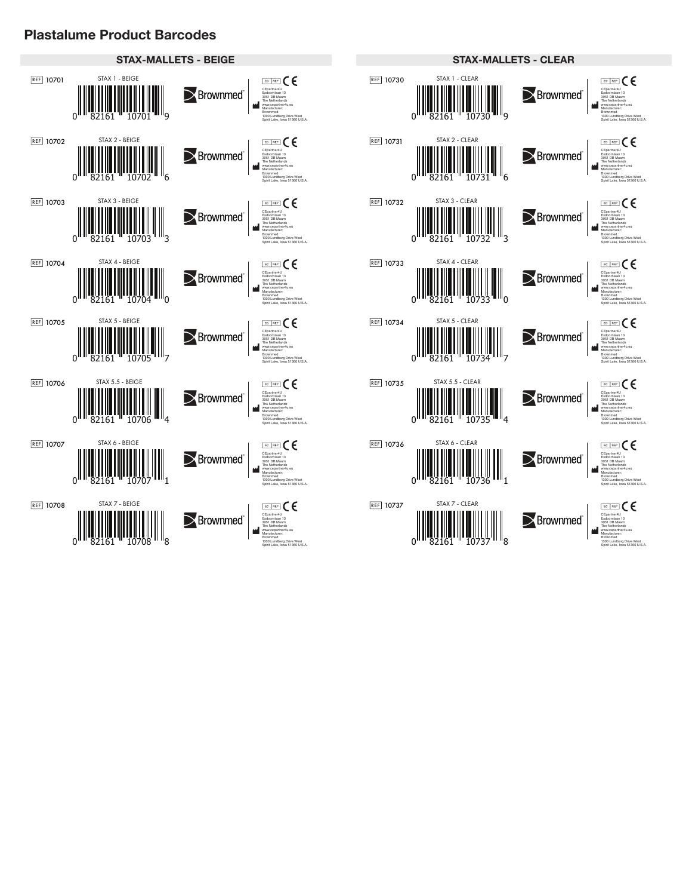# Plastalume Product Barcodes

## STAX-MALLETS - BEIGE

| REF | Product | Barcode |
|---|---|---|
| 10701 | STAX 1 - BEIGE | 0 82161 10701 9 |
| 10702 | STAX 2 - BEIGE | 0 82161 10702 6 |
| 10703 | STAX 3 - BEIGE | 0 82161 10703 3 |
| 10704 | STAX 4 - BEIGE | 0 82161 10704 0 |
| 10705 | STAX 5 - BEIGE | 0 82161 10705 7 |
| 10706 | STAX 5.5 - BEIGE | 0 82161 10706 4 |
| 10707 | STAX 6 - BEIGE | 0 82161 10707 1 |
| 10708 | STAX 7 - BEIGE | 0 82161 10708 8 |

## STAX-MALLETS - CLEAR

| REF | Product | Barcode |
|---|---|---|
| 10730 | STAX 1 - CLEAR | 0 82161 10730 9 |
| 10731 | STAX 2 - CLEAR | 0 82161 10731 6 |
| 10732 | STAX 3 - CLEAR | 0 82161 10732 3 |
| 10733 | STAX 4 - CLEAR | 0 82161 10733 0 |
| 10734 | STAX 5 - CLEAR | 0 82161 10734 7 |
| 10735 | STAX 5.5 - CLEAR | 0 82161 10735 4 |
| 10736 | STAX 6 - CLEAR | 0 82161 10736 1 |
| 10737 | STAX 7 - CLEAR | 0 82161 10737 8 |

Each label: Brownmed™ — EC REP CE — CEpartner4U, Esdoornlaan 13, 3951 DB Maarn, The Netherlands, www.cepartner4u.eu — Manufacturer: Brownmed, 1300 Lundberg Drive West, Spirit Lake, Iowa 51360 U.S.A.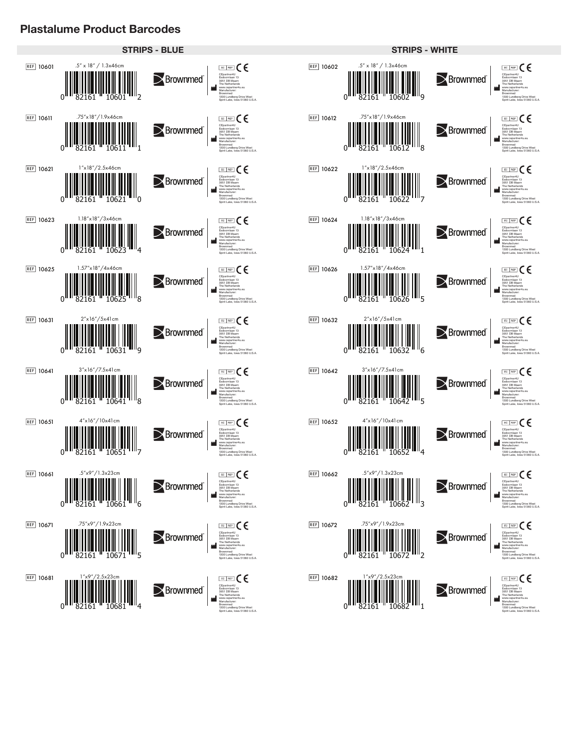# Plastalume Product Barcodes

## STRIPS - BLUE

| REF | Size | Barcode |
|---|---|---|
| 10601 | .5" x 18" / 1.3x46cm | 0 82161 10601 2 |
| 10611 | .75"x18"/1.9x46cm | 0 82161 10611 1 |
| 10621 | 1"x18"/2.5x46cm | 0 82161 10621 0 |
| 10623 | 1.18"x18"/3x46cm | 0 82161 10623 4 |
| 10625 | 1.57"x18"/4x46cm | 0 82161 10625 8 |
| 10631 | 2"x16"/5x41cm | 0 82161 10631 9 |
| 10641 | 3"x16"/7.5x41cm | 0 82161 10641 8 |
| 10651 | 4"x16"/10x41cm | 0 82161 10651 7 |
| 10661 | .5"x9"/1.3x23cm | 0 82161 10661 6 |
| 10671 | .75"x9"/1.9x23cm | 0 82161 10671 5 |
| 10681 | 1"x9"/2.5x23cm | 0 82161 10681 4 |

## STRIPS - WHITE

| REF | Size | Barcode |
|---|---|---|
| 10602 | .5" x 18" / 1.3x46cm | 0 82161 10602 9 |
| 10612 | .75"x18"/1.9x46cm | 0 82161 10612 8 |
| 10622 | 1"x18"/2.5x46cm | 0 82161 10622 7 |
| 10624 | 1.18"x18"/3x46cm | 0 82161 10624 1 |
| 10626 | 1.57"x18"/4x46cm | 0 82161 10626 5 |
| 10632 | 2"x16"/5x41cm | 0 82161 10632 6 |
| 10642 | 3"x16"/7.5x41cm | 0 82161 10642 5 |
| 10652 | 4"x16"/10x41cm | 0 82161 10652 4 |
| 10662 | .5"x9"/1.3x23cm | 0 82161 10662 3 |
| 10672 | .75"x9"/1.9x23cm | 0 82161 10672 2 |
| 10682 | 1"x9"/2.5x23cm | 0 82161 10682 1 |

Each label: Brownmed™ — EC REP CE — CEpartner4U, Esdoornlaan 13, 3951 DB Maarn, The Netherlands, www.cepartner4u.eu — Manufacturer: Brownmed, 1300 Lundberg Drive West, Spirit Lake, Iowa 51360 U.S.A.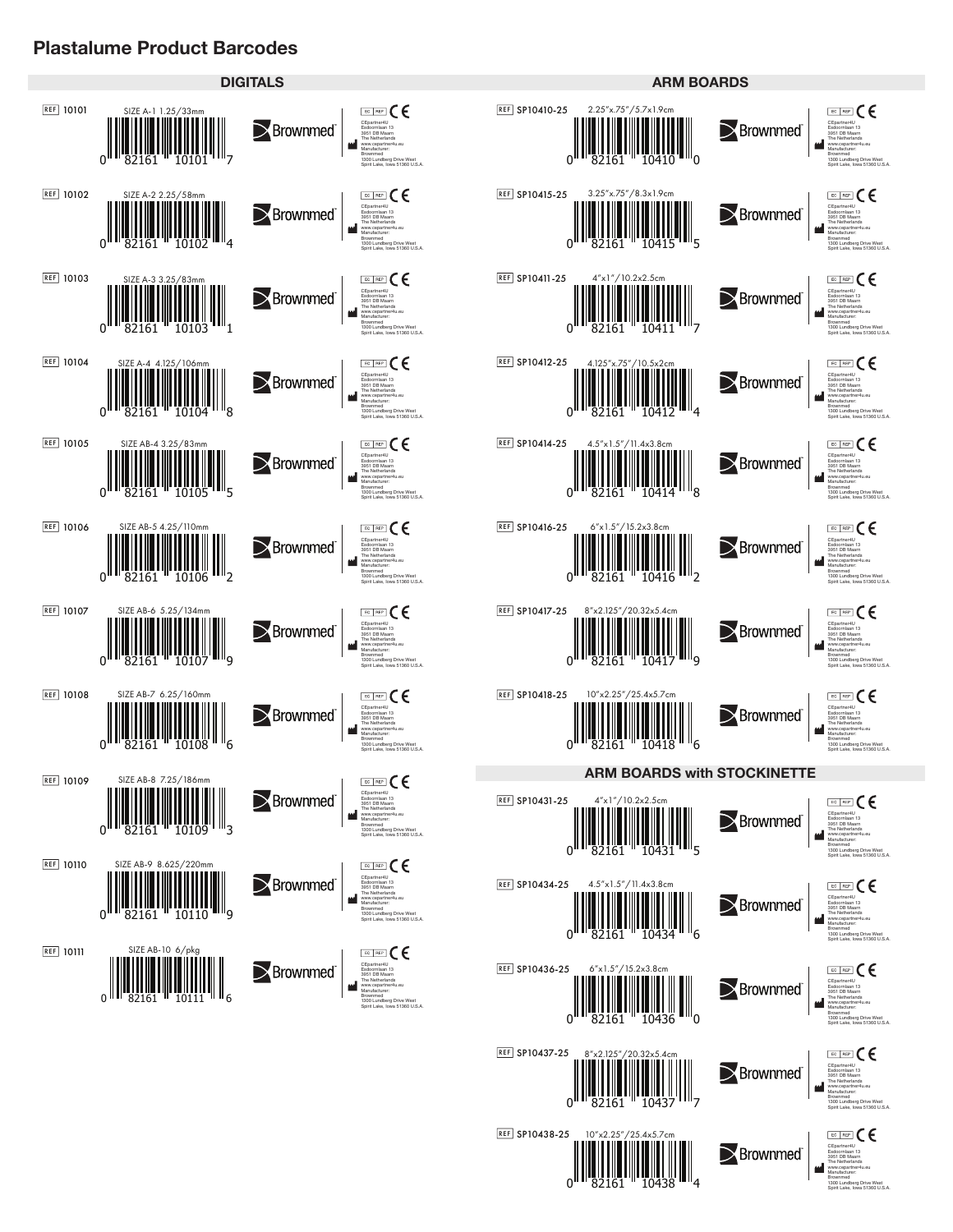# Plastalume Product Barcodes

## DIGITALS

| REF | Size | Barcode |
|---|---|---|
| 10101 | SIZE A-1 1.25/33mm | 0 82161 10101 7 |
| 10102 | SIZE A-2 2.25/58mm | 0 82161 10102 4 |
| 10103 | SIZE A-3 3.25/83mm | 0 82161 10103 1 |
| 10104 | SIZE A-4 4.125/106mm | 0 82161 10104 8 |
| 10105 | SIZE AB-4 3.25/83mm | 0 82161 10105 5 |
| 10106 | SIZE AB-5 4.25/110mm | 0 82161 10106 2 |
| 10107 | SIZE AB-6 5.25/134mm | 0 82161 10107 9 |
| 10108 | SIZE AB-7 6.25/160mm | 0 82161 10108 6 |
| 10109 | SIZE AB-8 7.25/186mm | 0 82161 10109 3 |
| 10110 | SIZE AB-9 8.625/220mm | 0 82161 10110 9 |
| 10111 | SIZE AB-10 6/pkg | 0 82161 10111 6 |

## ARM BOARDS

| REF | Size | Barcode |
|---|---|---|
| SP10410-25 | 2.25"x.75"/5.7x1.9cm | 0 82161 10410 0 |
| SP10415-25 | 3.25"x.75"/8.3x1.9cm | 0 82161 10415 5 |
| SP10411-25 | 4"x1"/10.2x2.5cm | 0 82161 10411 7 |
| SP10412-25 | 4.125"x.75"/10.5x2cm | 0 82161 10412 4 |
| SP10414-25 | 4.5"x1.5"/11.4x3.8cm | 0 82161 10414 8 |
| SP10416-25 | 6"x1.5"/15.2x3.8cm | 0 82161 10416 2 |
| SP10417-25 | 8"x2.125"/20.32x5.4cm | 0 82161 10417 9 |
| SP10418-25 | 10"x2.25"/25.4x5.7cm | 0 82161 10418 6 |

## ARM BOARDS with STOCKINETTE

| REF | Size | Barcode |
|---|---|---|
| SP10431-25 | 4"x1"/10.2x2.5cm | 0 82161 10431 5 |
| SP10434-25 | 4.5"x1.5"/11.4x3.8cm | 0 82161 10434 6 |
| SP10436-25 | 6"x1.5"/15.2x3.8cm | 0 82161 10436 0 |
| SP10437-25 | 8"x2.125"/20.32x5.4cm | 0 82161 10437 7 |
| SP10438-25 | 10"x2.25"/25.4x5.7cm | 0 82161 10438 4 |

Each label: Brownmed

EC REP CE

CEpartner4U
Esdoornlaan 13
3951 DB Maarn
The Netherlands
www.cepartner4u.eu
Manufacturer:
Brownmed
1300 Lundberg Drive West
Spirit Lake, Iowa 51360 U.S.A.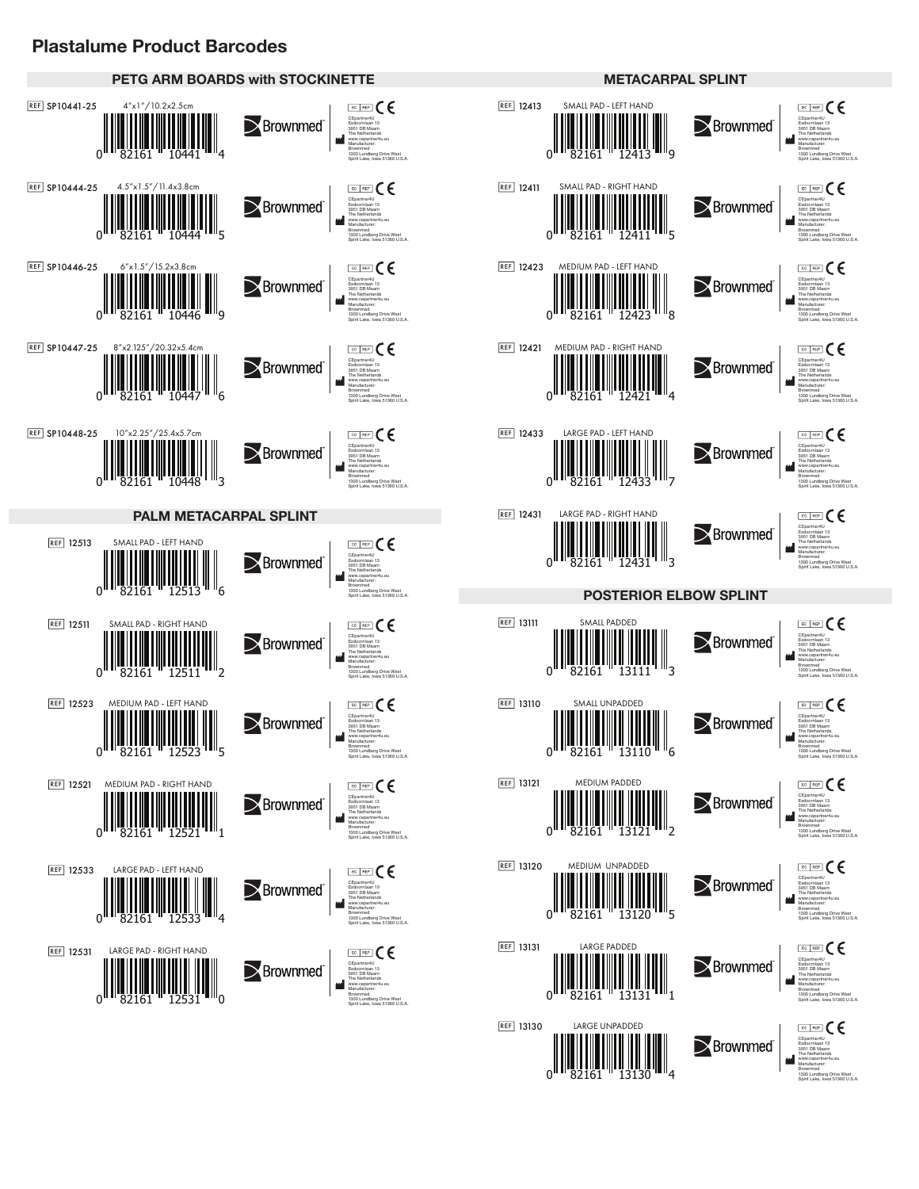# Plastalume Product Barcodes

## PETG ARM BOARDS with STOCKINETTE

| REF | Description | Barcode |
| --- | --- | --- |
| SP10441-25 | 4"x1"/10.2x2.5cm | 0 82161 10441 4 |
| SP10444-25 | 4.5"x1.5"/11.4x3.8cm | 0 82161 10444 5 |
| SP10446-25 | 6"x1.5"/15.2x3.8cm | 0 82161 10446 9 |
| SP10447-25 | 8"x2.125"/20.32x5.4cm | 0 82161 10447 6 |
| SP10448-25 | 10"x2.25"/25.4x5.7cm | 0 82161 10448 3 |

## PALM METACARPAL SPLINT

| REF | Description | Barcode |
| --- | --- | --- |
| 12513 | SMALL PAD - LEFT HAND | 0 82161 12513 6 |
| 12511 | SMALL PAD - RIGHT HAND | 0 82161 12511 2 |
| 12523 | MEDIUM PAD - LEFT HAND | 0 82161 12523 5 |
| 12521 | MEDIUM PAD - RIGHT HAND | 0 82161 12521 1 |
| 12533 | LARGE PAD - LEFT HAND | 0 82161 12533 4 |
| 12531 | LARGE PAD - RIGHT HAND | 0 82161 12531 0 |

## METACARPAL SPLINT

| REF | Description | Barcode |
| --- | --- | --- |
| 12413 | SMALL PAD - LEFT HAND | 0 82161 12413 9 |
| 12411 | SMALL PAD - RIGHT HAND | 0 82161 12411 5 |
| 12423 | MEDIUM PAD - LEFT HAND | 0 82161 12423 8 |
| 12421 | MEDIUM PAD - RIGHT HAND | 0 82161 12421 4 |
| 12433 | LARGE PAD - LEFT HAND | 0 82161 12433 7 |
| 12431 | LARGE PAD - RIGHT HAND | 0 82161 12431 3 |

## POSTERIOR ELBOW SPLINT

| REF | Description | Barcode |
| --- | --- | --- |
| 13111 | SMALL PADDED | 0 82161 13111 3 |
| 13110 | SMALL UNPADDED | 0 82161 13110 6 |
| 13121 | MEDIUM PADDED | 0 82161 13121 2 |
| 13120 | MEDIUM UNPADDED | 0 82161 13120 5 |
| 13131 | LARGE PADDED | 0 82161 13131 1 |
| 13130 | LARGE UNPADDED | 0 82161 13130 4 |

Each label: Brownmed™ — EC REP CE — CEpartner4U, Esdoornlaan 13, 3951 DB Maarn, The Netherlands, www.cepartner4u.eu — Manufacturer: Brownmed, 1300 Lundberg Drive West, Spirit Lake, Iowa 51360 U.S.A.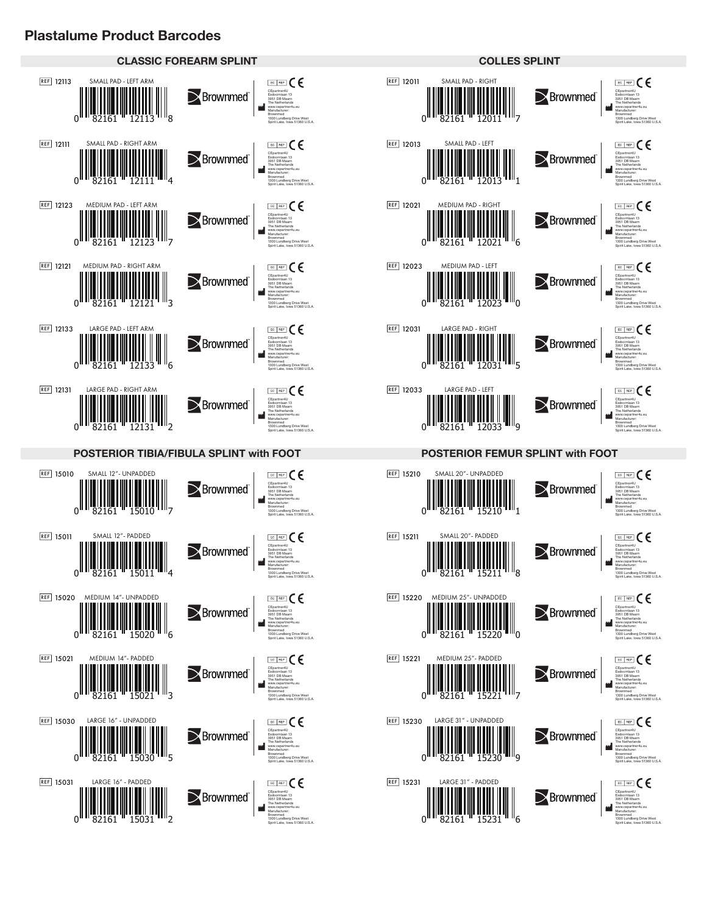# Plastalume Product Barcodes

## CLASSIC FOREARM SPLINT

| REF | Description | Barcode |
|---|---|---|
| 12113 | SMALL PAD - LEFT ARM | 0 82161 12113 8 |
| 12111 | SMALL PAD - RIGHT ARM | 0 82161 12111 4 |
| 12123 | MEDIUM PAD - LEFT ARM | 0 82161 12123 7 |
| 12121 | MEDIUM PAD - RIGHT ARM | 0 82161 12121 3 |
| 12133 | LARGE PAD - LEFT ARM | 0 82161 12133 6 |
| 12131 | LARGE PAD - RIGHT ARM | 0 82161 12131 2 |

## COLLES SPLINT

| REF | Description | Barcode |
|---|---|---|
| 12011 | SMALL PAD - RIGHT | 0 82161 12011 7 |
| 12013 | SMALL PAD - LEFT | 0 82161 12013 1 |
| 12021 | MEDIUM PAD - RIGHT | 0 82161 12021 6 |
| 12023 | MEDIUM PAD - LEFT | 0 82161 12023 0 |
| 12031 | LARGE PAD - RIGHT | 0 82161 12031 5 |
| 12033 | LARGE PAD - LEFT | 0 82161 12033 9 |

## POSTERIOR TIBIA/FIBULA SPLINT with FOOT

| REF | Description | Barcode |
|---|---|---|
| 15010 | SMALL 12"- UNPADDED | 0 82161 15010 7 |
| 15011 | SMALL 12"- PADDED | 0 82161 15011 4 |
| 15020 | MEDIUM 14"- UNPADDED | 0 82161 15020 6 |
| 15021 | MEDIUM 14"- PADDED | 0 82161 15021 3 |
| 15030 | LARGE 16" - UNPADDED | 0 82161 15030 5 |
| 15031 | LARGE 16" - PADDED | 0 82161 15031 2 |

## POSTERIOR FEMUR SPLINT with FOOT

| REF | Description | Barcode |
|---|---|---|
| 15210 | SMALL 20"- UNPADDED | 0 82161 15210 1 |
| 15211 | SMALL 20"- PADDED | 0 82161 15211 8 |
| 15220 | MEDIUM 25"- UNPADDED | 0 82161 15220 0 |
| 15221 | MEDIUM 25"- PADDED | 0 82161 15221 7 |
| 15230 | LARGE 31" - UNPADDED | 0 82161 15230 9 |
| 15231 | LARGE 31" - PADDED | 0 82161 15231 6 |

Each label: Brownmed™ — EC REP CE — CEpartner4U, Esdoornlaan 13, 3951 DB Maarn, The Netherlands, www.cepartner4u.eu — Manufacturer: Brownmed, 1300 Lundberg Drive West, Spirit Lake, Iowa 51360 U.S.A.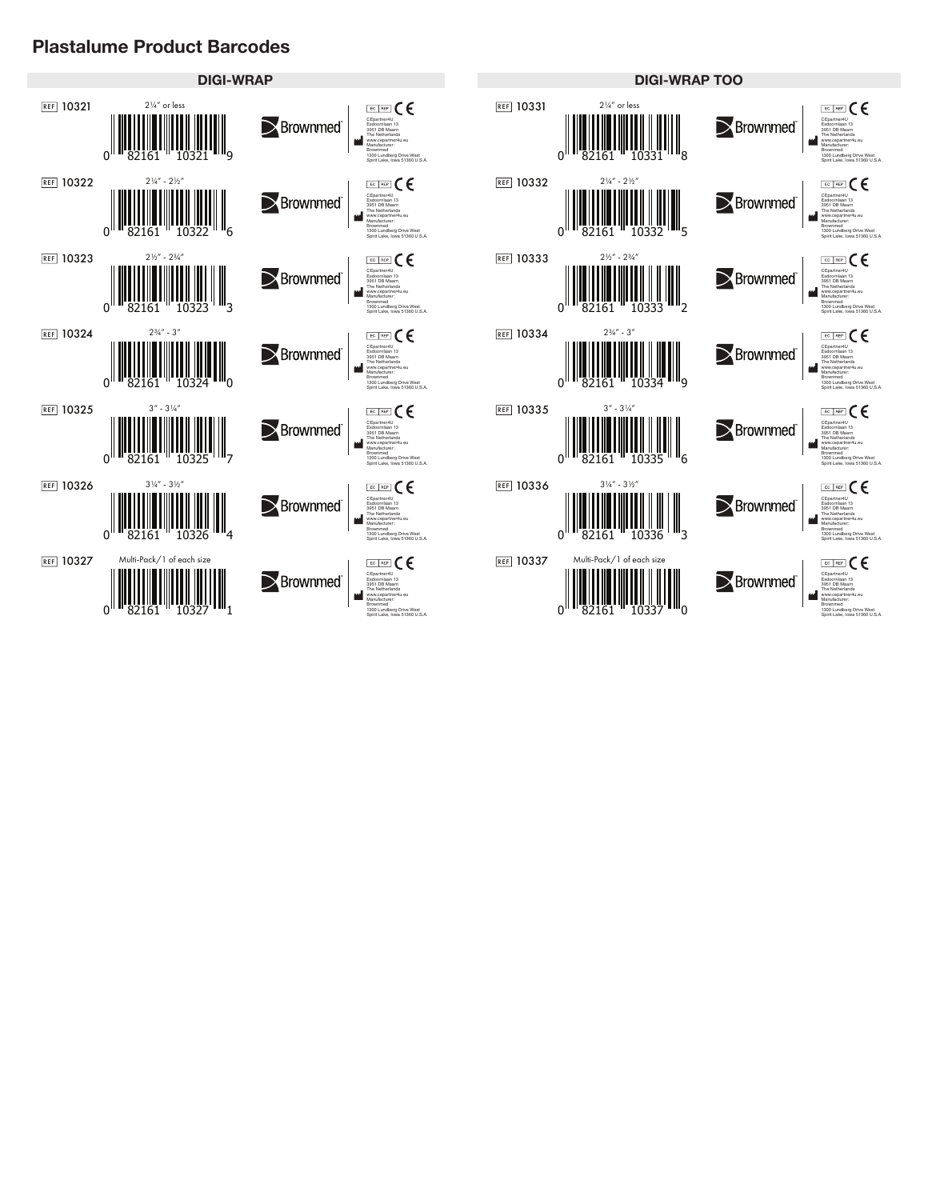# Plastalume Product Barcodes

## DIGI-WRAP

REF 10321

2¼″ or less

0 82161 10321 9

Brownmed

EC REP CE
CEpartner4U
Esdoornlaan 13
3951 DB Maarn
The Netherlands
www.cepartner4u.eu
Manufacturer:
Brownmed
1300 Lundberg Drive West
Spirit Lake, Iowa 51360 U.S.A.

REF 10322

2¼″ - 2½″

0 82161 10322 6

Brownmed

EC REP CE
CEpartner4U
Esdoornlaan 13
3951 DB Maarn
The Netherlands
www.cepartner4u.eu
Manufacturer:
Brownmed
1300 Lundberg Drive West
Spirit Lake, Iowa 51360 U.S.A.

REF 10323

2½″ - 2¾″

0 82161 10323 3

Brownmed

EC REP CE
CEpartner4U
Esdoornlaan 13
3951 DB Maarn
The Netherlands
www.cepartner4u.eu
Manufacturer:
Brownmed
1300 Lundberg Drive West
Spirit Lake, Iowa 51360 U.S.A.

REF 10324

2¾″ - 3″

0 82161 10324 0

Brownmed

EC REP CE
CEpartner4U
Esdoornlaan 13
3951 DB Maarn
The Netherlands
www.cepartner4u.eu
Manufacturer:
Brownmed
1300 Lundberg Drive West
Spirit Lake, Iowa 51360 U.S.A.

REF 10325

3″ - 3¼″

0 82161 10325 7

Brownmed

EC REP CE
CEpartner4U
Esdoornlaan 13
3951 DB Maarn
The Netherlands
www.cepartner4u.eu
Manufacturer:
Brownmed
1300 Lundberg Drive West
Spirit Lake, Iowa 51360 U.S.A.

REF 10326

3¼″ - 3½″

0 82161 10326 4

Brownmed

EC REP CE
CEpartner4U
Esdoornlaan 13
3951 DB Maarn
The Netherlands
www.cepartner4u.eu
Manufacturer:
Brownmed
1300 Lundberg Drive West
Spirit Lake, Iowa 51360 U.S.A.

REF 10327

Multi-Pack/1 of each size

0 82161 10327 1

Brownmed

EC REP CE
CEpartner4U
Esdoornlaan 13
3951 DB Maarn
The Netherlands
www.cepartner4u.eu
Manufacturer:
Brownmed
1300 Lundberg Drive West
Spirit Lake, Iowa 51360 U.S.A.

## DIGI-WRAP TOO

REF 10331

2¼″ or less

0 82161 10331 8

Brownmed

EC REP CE
CEpartner4U
Esdoornlaan 13
3951 DB Maarn
The Netherlands
www.cepartner4u.eu
Manufacturer:
Brownmed
1300 Lundberg Drive West
Spirit Lake, Iowa 51360 U.S.A.

REF 10332

2¼″ - 2½″

0 82161 10332 5

Brownmed

EC REP CE
CEpartner4U
Esdoornlaan 13
3951 DB Maarn
The Netherlands
www.cepartner4u.eu
Manufacturer:
Brownmed
1300 Lundberg Drive West
Spirit Lake, Iowa 51360 U.S.A.

REF 10333

2½″ - 2¾″

0 82161 10333 2

Brownmed

EC REP CE
CEpartner4U
Esdoornlaan 13
3951 DB Maarn
The Netherlands
www.cepartner4u.eu
Manufacturer:
Brownmed
1300 Lundberg Drive West
Spirit Lake, Iowa 51360 U.S.A.

REF 10334

2¾″ - 3″

0 82161 10334 9

Brownmed

EC REP CE
CEpartner4U
Esdoornlaan 13
3951 DB Maarn
The Netherlands
www.cepartner4u.eu
Manufacturer:
Brownmed
1300 Lundberg Drive West
Spirit Lake, Iowa 51360 U.S.A.

REF 10335

3″ - 3¼″

0 82161 10335 6

Brownmed

EC REP CE
CEpartner4U
Esdoornlaan 13
3951 DB Maarn
The Netherlands
www.cepartner4u.eu
Manufacturer:
Brownmed
1300 Lundberg Drive West
Spirit Lake, Iowa 51360 U.S.A.

REF 10336

3¼″ - 3½″

0 82161 10336 3

Brownmed

EC REP CE
CEpartner4U
Esdoornlaan 13
3951 DB Maarn
The Netherlands
www.cepartner4u.eu
Manufacturer:
Brownmed
1300 Lundberg Drive West
Spirit Lake, Iowa 51360 U.S.A.

REF 10337

Multi-Pack/1 of each size

0 82161 10337 0

Brownmed

EC REP CE
CEpartner4U
Esdoornlaan 13
3951 DB Maarn
The Netherlands
www.cepartner4u.eu
Manufacturer:
Brownmed
1300 Lundberg Drive West
Spirit Lake, Iowa 51360 U.S.A.